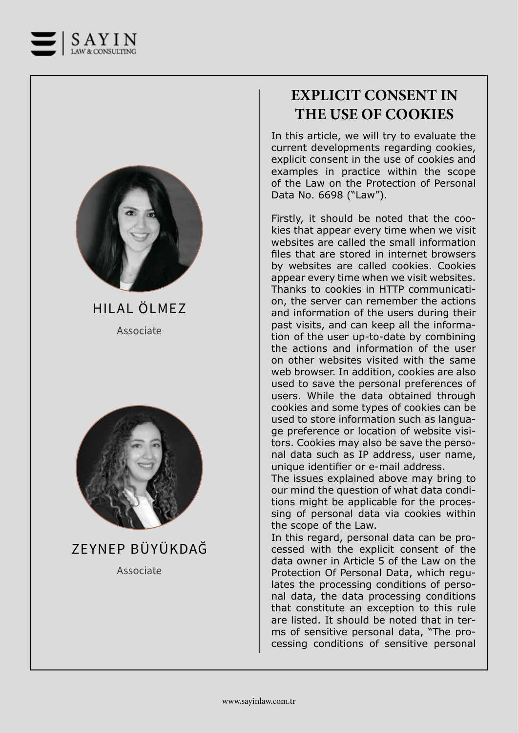HILAL ÖLMEZ

Associate

ZEYNEP BÜYÜKDAĞ

Associate

# EXPLICIT CONSENT IN THE USE OF COOKIES

In this article, we will try to evaluate the current developments regarding cookies, explicit consent in the use of cookies and examples in practice within the scope of the Law on the Protection of Personal Data No. 6698 ("Law").

Firstly, it should be noted that the cookies that appear every time when we visit websites are called the small information files that are stored in internet browsers by websites are called cookies. Cookies appear every time when we visit websites. Thanks to cookies in HTTP communication, the server can remember the actions and information of the users during their past visits, and can keep all the information of the user up-to-date by combining the actions and information of the user on other websites visited with the same web browser. In addition, cookies are also used to save the personal preferences of users. While the data obtained through cookies and some types of cookies can be used to store information such as language preference or location of website visitors. Cookies may also be save the personal data such as IP address, user name, unique identifier or e-mail address.

The issues explained above may bring to our mind the question of what data conditions might be applicable for the processing of personal data via cookies within the scope of the Law.

In this regard, personal data can be processed with the explicit consent of the data owner in Article 5 of the Law on the Protection Of Personal Data, which regulates the processing conditions of personal data, the data processing conditions that constitute an exception to this rule are listed. It should be noted that in terms of sensitive personal data, "The processing conditions of sensitive personal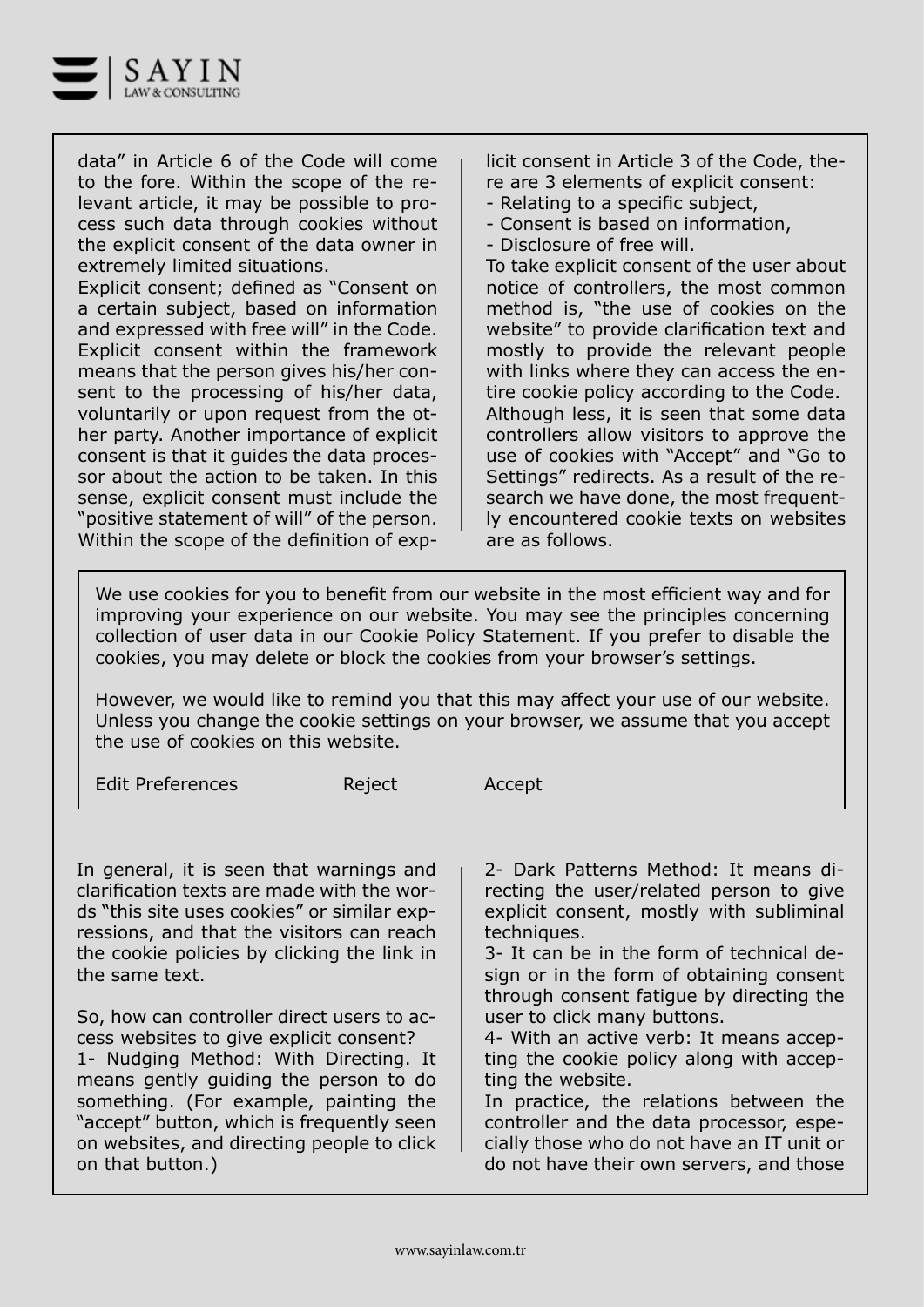data" in Article 6 of the Code will come to the fore. Within the scope of the relevant article, it may be possible to process such data through cookies without the explicit consent of the data owner in extremely limited situations.

Explicit consent; defined as "Consent on a certain subject, based on information and expressed with free will" in the Code. Explicit consent within the framework means that the person gives his/her consent to the processing of his/her data, voluntarily or upon request from the other party. Another importance of explicit consent is that it guides the data processor about the action to be taken. In this sense, explicit consent must include the "positive statement of will" of the person. Within the scope of the definition of explicit consent in Article 3 of the Code, there are 3 elements of explicit consent:

- Relating to a specific subject,
- Consent is based on information,
- Disclosure of free will.

To take explicit consent of the user about notice of controllers, the most common method is, "the use of cookies on the website" to provide clarification text and mostly to provide the relevant people with links where they can access the entire cookie policy according to the Code. Although less, it is seen that some data controllers allow visitors to approve the use of cookies with "Accept" and "Go to Settings" redirects. As a result of the research we have done, the most frequently encountered cookie texts on websites are as follows.

> We use cookies for you to benefit from our website in the most efficient way and for improving your experience on our website. You may see the principles concerning collection of user data in our Cookie Policy Statement. If you prefer to disable the cookies, you may delete or block the cookies from your browser's settings.
>
> However, we would like to remind you that this may affect your use of our website. Unless you change the cookie settings on your browser, we assume that you accept the use of cookies on this website.
>
> Edit Preferences    Reject    Accept

In general, it is seen that warnings and clarification texts are made with the words "this site uses cookies" or similar expressions, and that the visitors can reach the cookie policies by clicking the link in the same text.

So, how can controller direct users to access websites to give explicit consent?

1- Nudging Method: With Directing. It means gently guiding the person to do something. (For example, painting the "accept" button, which is frequently seen on websites, and directing people to click on that button.)

2- Dark Patterns Method: It means directing the user/related person to give explicit consent, mostly with subliminal techniques.

3- It can be in the form of technical design or in the form of obtaining consent through consent fatigue by directing the user to click many buttons.

4- With an active verb: It means accepting the cookie policy along with accepting the website.

In practice, the relations between the controller and the data processor, especially those who do not have an IT unit or do not have their own servers, and those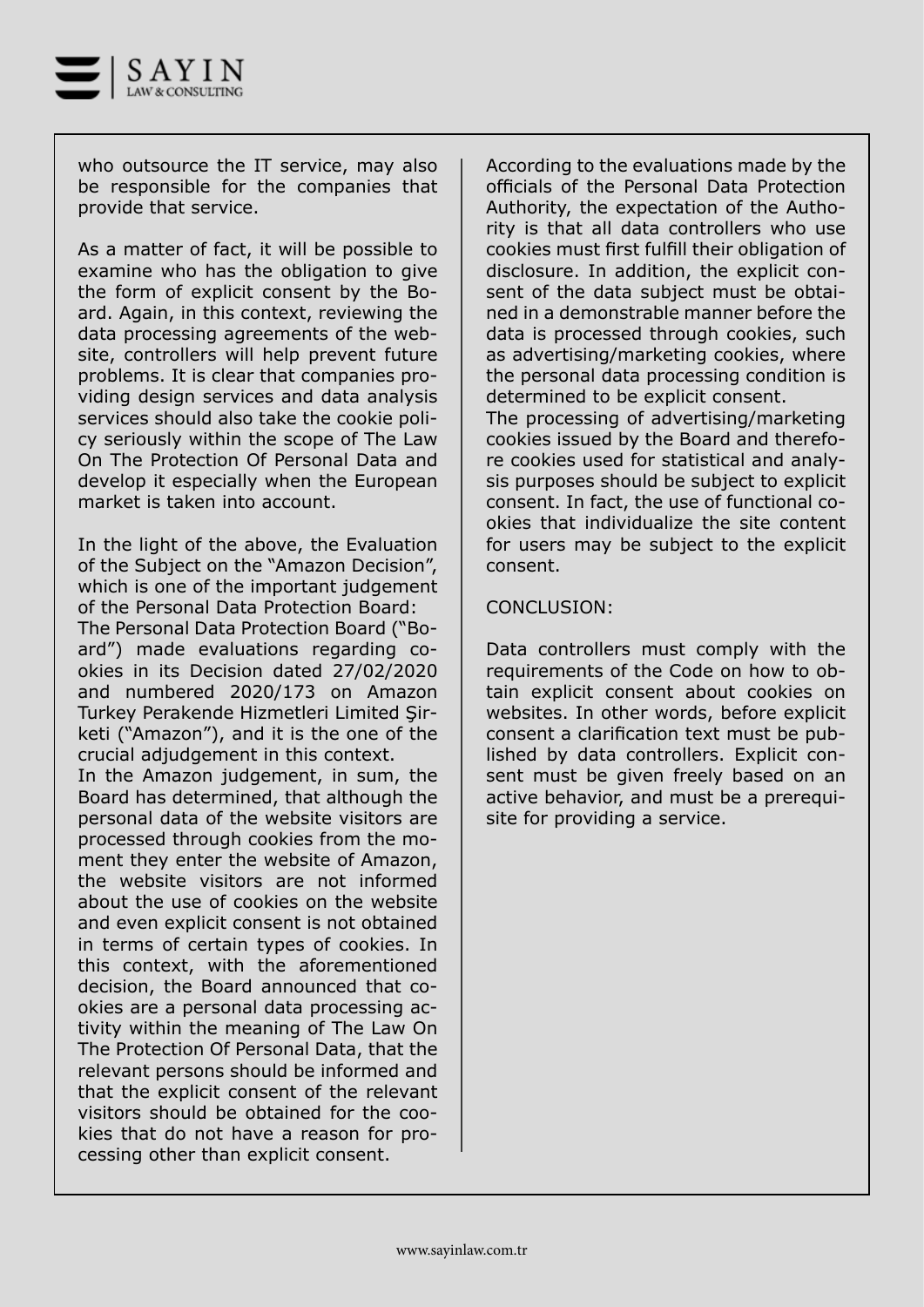who outsource the IT service, may also be responsible for the companies that provide that service.

As a matter of fact, it will be possible to examine who has the obligation to give the form of explicit consent by the Board. Again, in this context, reviewing the data processing agreements of the website, controllers will help prevent future problems. It is clear that companies providing design services and data analysis services should also take the cookie policy seriously within the scope of The Law On The Protection Of Personal Data and develop it especially when the European market is taken into account.

In the light of the above, the Evaluation of the Subject on the "Amazon Decision", which is one of the important judgement of the Personal Data Protection Board:

The Personal Data Protection Board ("Board") made evaluations regarding cookies in its Decision dated 27/02/2020 and numbered 2020/173 on Amazon Turkey Perakende Hizmetleri Limited Şirketi ("Amazon"), and it is the one of the crucial adjudgement in this context.

In the Amazon judgement, in sum, the Board has determined, that although the personal data of the website visitors are processed through cookies from the moment they enter the website of Amazon, the website visitors are not informed about the use of cookies on the website and even explicit consent is not obtained in terms of certain types of cookies. In this context, with the aforementioned decision, the Board announced that cookies are a personal data processing activity within the meaning of The Law On The Protection Of Personal Data, that the relevant persons should be informed and that the explicit consent of the relevant visitors should be obtained for the cookies that do not have a reason for processing other than explicit consent.

According to the evaluations made by the officials of the Personal Data Protection Authority, the expectation of the Authority is that all data controllers who use cookies must first fulfill their obligation of disclosure. In addition, the explicit consent of the data subject must be obtained in a demonstrable manner before the data is processed through cookies, such as advertising/marketing cookies, where the personal data processing condition is determined to be explicit consent.

The processing of advertising/marketing cookies issued by the Board and therefore cookies used for statistical and analysis purposes should be subject to explicit consent. In fact, the use of functional cookies that individualize the site content for users may be subject to the explicit consent.

## CONCLUSION:

Data controllers must comply with the requirements of the Code on how to obtain explicit consent about cookies on websites. In other words, before explicit consent a clarification text must be published by data controllers. Explicit consent must be given freely based on an active behavior, and must be a prerequisite for providing a service.